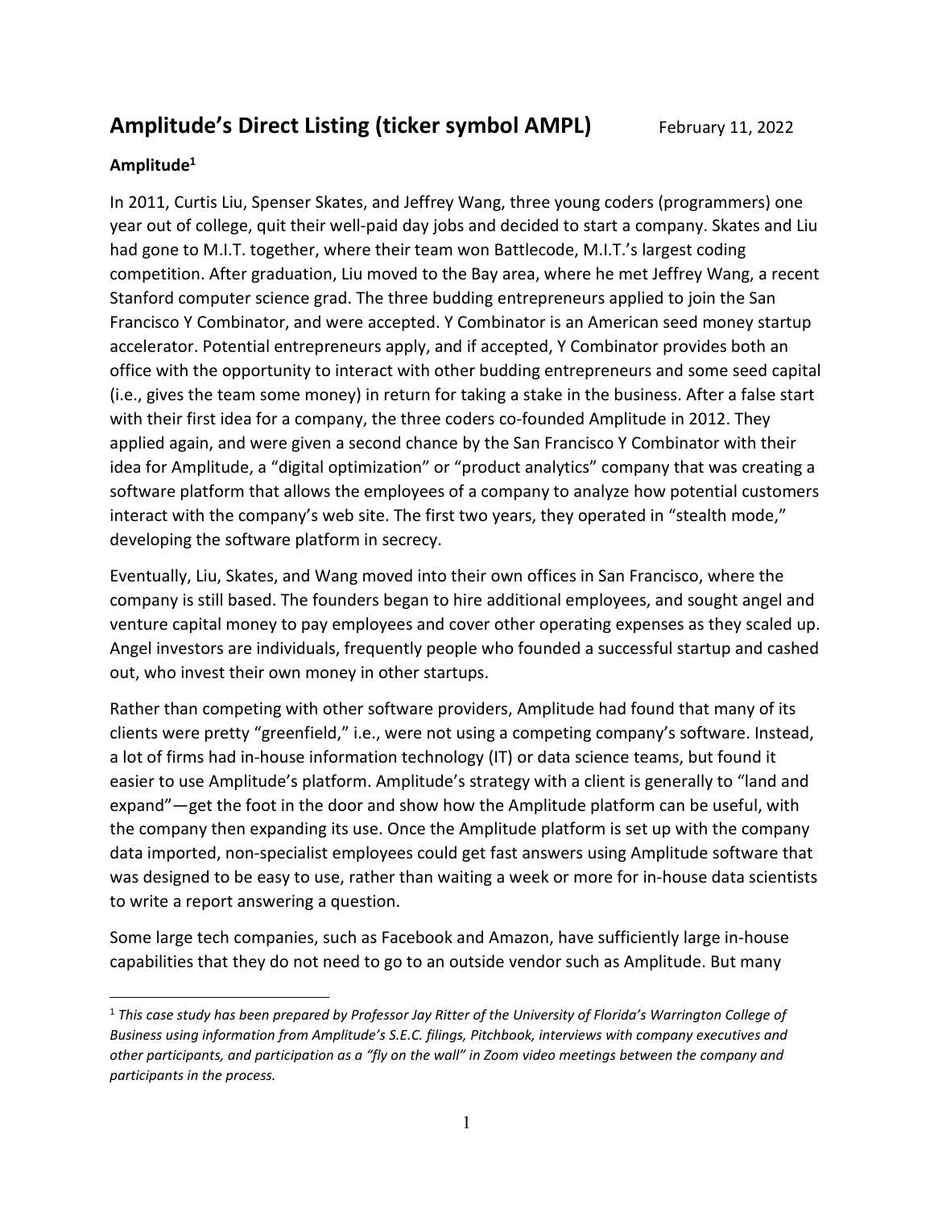# Amplitude's Direct Listing (ticker symbol AMPL)

February 11, 2022

## Amplitude[1]

In 2011, Curtis Liu, Spenser Skates, and Jeffrey Wang, three young coders (programmers) one year out of college, quit their well-paid day jobs and decided to start a company. Skates and Liu had gone to M.I.T. together, where their team won Battlecode, M.I.T.'s largest coding competition. After graduation, Liu moved to the Bay area, where he met Jeffrey Wang, a recent Stanford computer science grad. The three budding entrepreneurs applied to join the San Francisco Y Combinator, and were accepted. Y Combinator is an American seed money startup accelerator. Potential entrepreneurs apply, and if accepted, Y Combinator provides both an office with the opportunity to interact with other budding entrepreneurs and some seed capital (i.e., gives the team some money) in return for taking a stake in the business. After a false start with their first idea for a company, the three coders co-founded Amplitude in 2012. They applied again, and were given a second chance by the San Francisco Y Combinator with their idea for Amplitude, a "digital optimization" or "product analytics" company that was creating a software platform that allows the employees of a company to analyze how potential customers interact with the company's web site. The first two years, they operated in "stealth mode," developing the software platform in secrecy.

Eventually, Liu, Skates, and Wang moved into their own offices in San Francisco, where the company is still based. The founders began to hire additional employees, and sought angel and venture capital money to pay employees and cover other operating expenses as they scaled up. Angel investors are individuals, frequently people who founded a successful startup and cashed out, who invest their own money in other startups.

Rather than competing with other software providers, Amplitude had found that many of its clients were pretty "greenfield," i.e., were not using a competing company's software. Instead, a lot of firms had in-house information technology (IT) or data science teams, but found it easier to use Amplitude's platform. Amplitude's strategy with a client is generally to "land and expand"—get the foot in the door and show how the Amplitude platform can be useful, with the company then expanding its use. Once the Amplitude platform is set up with the company data imported, non-specialist employees could get fast answers using Amplitude software that was designed to be easy to use, rather than waiting a week or more for in-house data scientists to write a report answering a question.

Some large tech companies, such as Facebook and Amazon, have sufficiently large in-house capabilities that they do not need to go to an outside vendor such as Amplitude. But many

---

[1] *This case study has been prepared by Professor Jay Ritter of the University of Florida's Warrington College of Business using information from Amplitude's S.E.C. filings, Pitchbook, interviews with company executives and other participants, and participation as a "fly on the wall" in Zoom video meetings between the company and participants in the process.*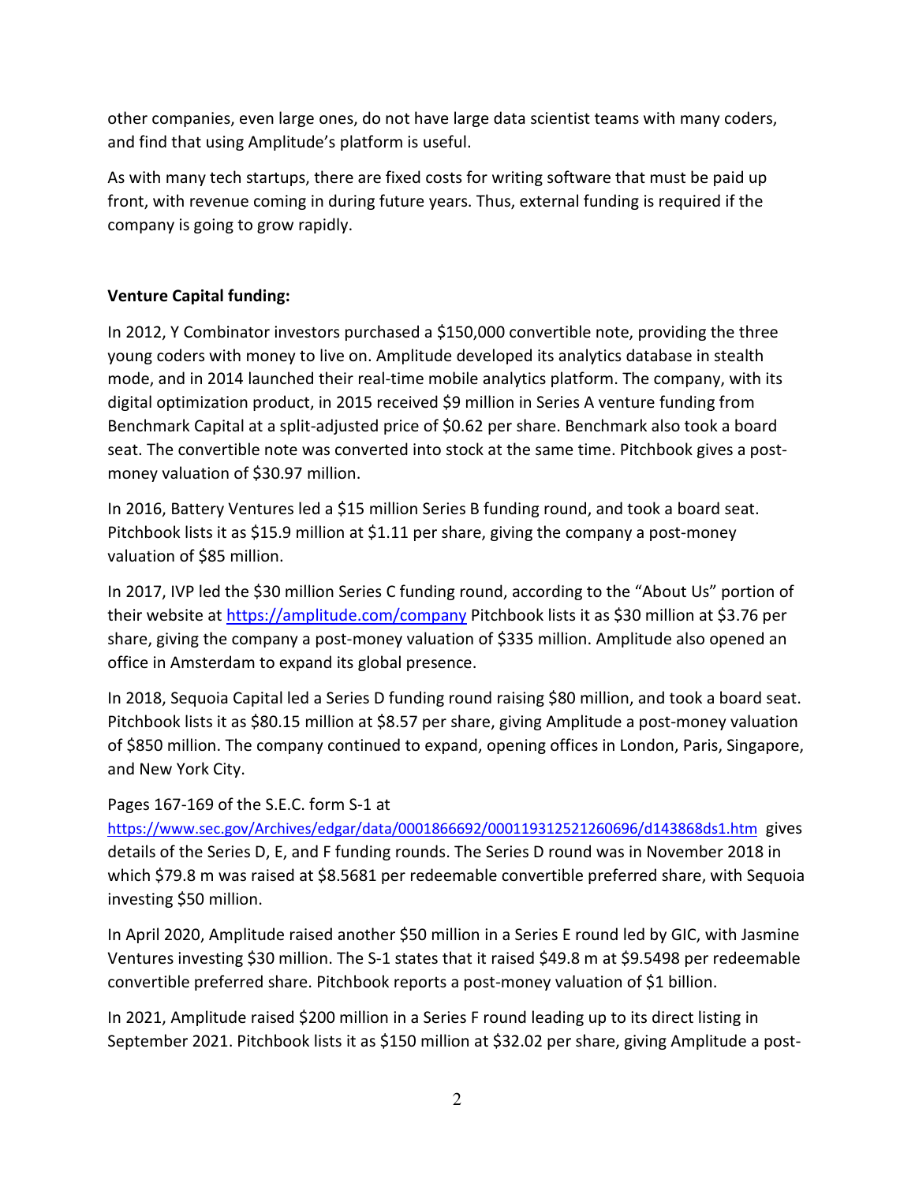other companies, even large ones, do not have large data scientist teams with many coders, and find that using Amplitude's platform is useful.

As with many tech startups, there are fixed costs for writing software that must be paid up front, with revenue coming in during future years. Thus, external funding is required if the company is going to grow rapidly.

**Venture Capital funding:**

In 2012, Y Combinator investors purchased a $150,000 convertible note, providing the three young coders with money to live on. Amplitude developed its analytics database in stealth mode, and in 2014 launched their real-time mobile analytics platform. The company, with its digital optimization product, in 2015 received $9 million in Series A venture funding from Benchmark Capital at a split-adjusted price of $0.62 per share. Benchmark also took a board seat. The convertible note was converted into stock at the same time. Pitchbook gives a post-money valuation of $30.97 million.

In 2016, Battery Ventures led a $15 million Series B funding round, and took a board seat. Pitchbook lists it as $15.9 million at $1.11 per share, giving the company a post-money valuation of $85 million.

In 2017, IVP led the $30 million Series C funding round, according to the "About Us" portion of their website at https://amplitude.com/company Pitchbook lists it as $30 million at $3.76 per share, giving the company a post-money valuation of $335 million. Amplitude also opened an office in Amsterdam to expand its global presence.

In 2018, Sequoia Capital led a Series D funding round raising $80 million, and took a board seat. Pitchbook lists it as $80.15 million at $8.57 per share, giving Amplitude a post-money valuation of $850 million. The company continued to expand, opening offices in London, Paris, Singapore, and New York City.

Pages 167-169 of the S.E.C. form S-1 at https://www.sec.gov/Archives/edgar/data/0001866692/000119312521260696/d143868ds1.htm gives details of the Series D, E, and F funding rounds. The Series D round was in November 2018 in which $79.8 m was raised at $8.5681 per redeemable convertible preferred share, with Sequoia investing $50 million.

In April 2020, Amplitude raised another $50 million in a Series E round led by GIC, with Jasmine Ventures investing $30 million. The S-1 states that it raised $49.8 m at $9.5498 per redeemable convertible preferred share. Pitchbook reports a post-money valuation of $1 billion.

In 2021, Amplitude raised $200 million in a Series F round leading up to its direct listing in September 2021. Pitchbook lists it as $150 million at $32.02 per share, giving Amplitude a post-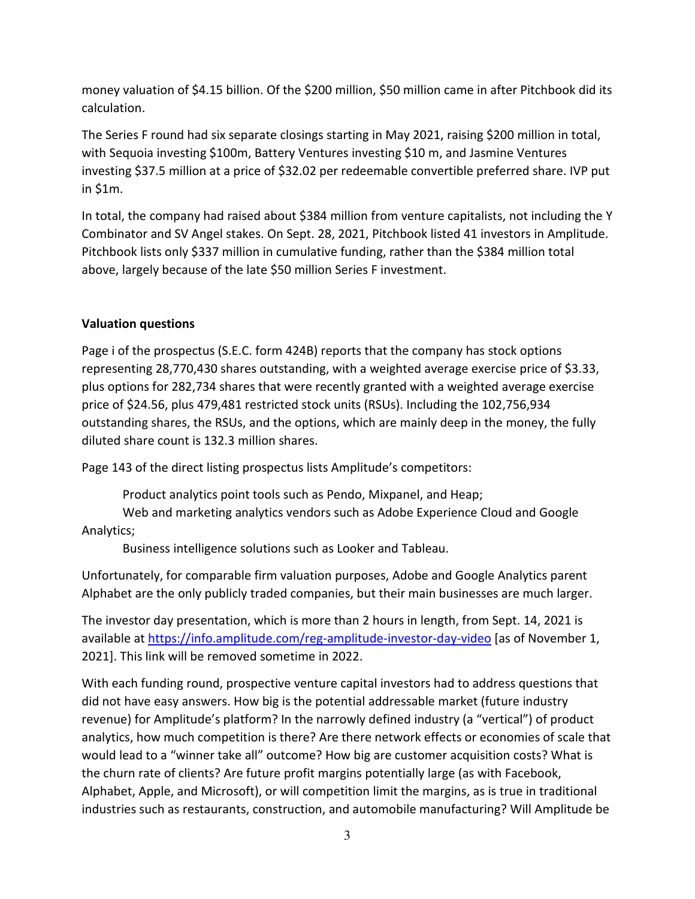money valuation of $4.15 billion. Of the $200 million, $50 million came in after Pitchbook did its calculation.

The Series F round had six separate closings starting in May 2021, raising $200 million in total, with Sequoia investing $100m, Battery Ventures investing $10 m, and Jasmine Ventures investing $37.5 million at a price of $32.02 per redeemable convertible preferred share. IVP put in $1m.

In total, the company had raised about $384 million from venture capitalists, not including the Y Combinator and SV Angel stakes. On Sept. 28, 2021, Pitchbook listed 41 investors in Amplitude. Pitchbook lists only $337 million in cumulative funding, rather than the $384 million total above, largely because of the late $50 million Series F investment.

**Valuation questions**

Page i of the prospectus (S.E.C. form 424B) reports that the company has stock options representing 28,770,430 shares outstanding, with a weighted average exercise price of $3.33, plus options for 282,734 shares that were recently granted with a weighted average exercise price of $24.56, plus 479,481 restricted stock units (RSUs). Including the 102,756,934 outstanding shares, the RSUs, and the options, which are mainly deep in the money, the fully diluted share count is 132.3 million shares.

Page 143 of the direct listing prospectus lists Amplitude's competitors:

Product analytics point tools such as Pendo, Mixpanel, and Heap;
Web and marketing analytics vendors such as Adobe Experience Cloud and Google Analytics;
Business intelligence solutions such as Looker and Tableau.

Unfortunately, for comparable firm valuation purposes, Adobe and Google Analytics parent Alphabet are the only publicly traded companies, but their main businesses are much larger.

The investor day presentation, which is more than 2 hours in length, from Sept. 14, 2021 is available at https://info.amplitude.com/reg-amplitude-investor-day-video [as of November 1, 2021]. This link will be removed sometime in 2022.

With each funding round, prospective venture capital investors had to address questions that did not have easy answers. How big is the potential addressable market (future industry revenue) for Amplitude's platform? In the narrowly defined industry (a "vertical") of product analytics, how much competition is there? Are there network effects or economies of scale that would lead to a "winner take all" outcome? How big are customer acquisition costs? What is the churn rate of clients? Are future profit margins potentially large (as with Facebook, Alphabet, Apple, and Microsoft), or will competition limit the margins, as is true in traditional industries such as restaurants, construction, and automobile manufacturing? Will Amplitude be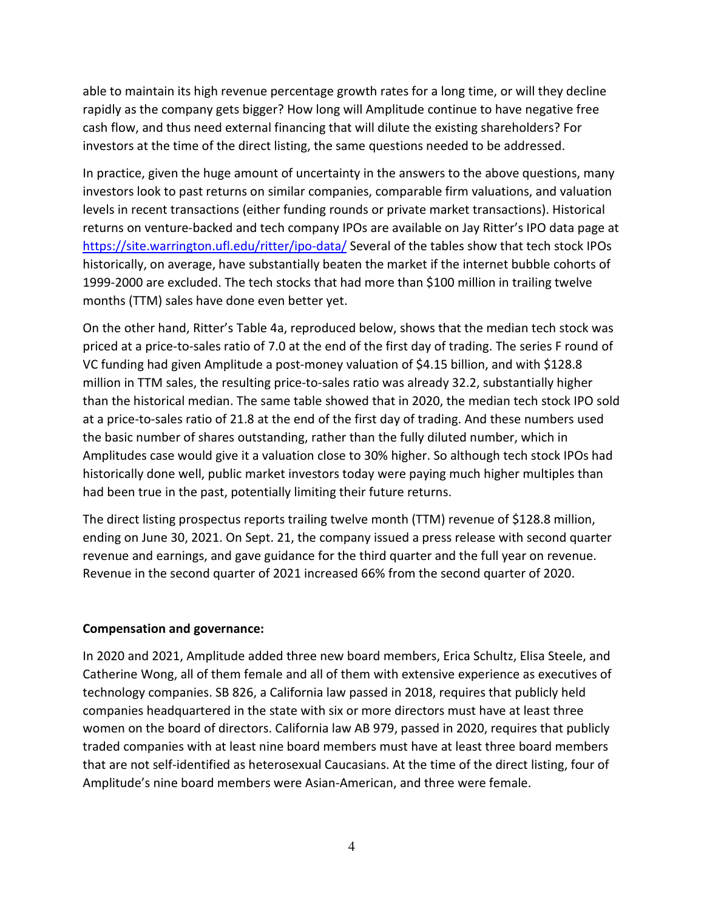able to maintain its high revenue percentage growth rates for a long time, or will they decline rapidly as the company gets bigger? How long will Amplitude continue to have negative free cash flow, and thus need external financing that will dilute the existing shareholders? For investors at the time of the direct listing, the same questions needed to be addressed.

In practice, given the huge amount of uncertainty in the answers to the above questions, many investors look to past returns on similar companies, comparable firm valuations, and valuation levels in recent transactions (either funding rounds or private market transactions). Historical returns on venture-backed and tech company IPOs are available on Jay Ritter's IPO data page at https://site.warrington.ufl.edu/ritter/ipo-data/ Several of the tables show that tech stock IPOs historically, on average, have substantially beaten the market if the internet bubble cohorts of 1999-2000 are excluded. The tech stocks that had more than $100 million in trailing twelve months (TTM) sales have done even better yet.

On the other hand, Ritter's Table 4a, reproduced below, shows that the median tech stock was priced at a price-to-sales ratio of 7.0 at the end of the first day of trading. The series F round of VC funding had given Amplitude a post-money valuation of $4.15 billion, and with $128.8 million in TTM sales, the resulting price-to-sales ratio was already 32.2, substantially higher than the historical median. The same table showed that in 2020, the median tech stock IPO sold at a price-to-sales ratio of 21.8 at the end of the first day of trading. And these numbers used the basic number of shares outstanding, rather than the fully diluted number, which in Amplitudes case would give it a valuation close to 30% higher. So although tech stock IPOs had historically done well, public market investors today were paying much higher multiples than had been true in the past, potentially limiting their future returns.

The direct listing prospectus reports trailing twelve month (TTM) revenue of $128.8 million, ending on June 30, 2021. On Sept. 21, the company issued a press release with second quarter revenue and earnings, and gave guidance for the third quarter and the full year on revenue. Revenue in the second quarter of 2021 increased 66% from the second quarter of 2020.

**Compensation and governance:**

In 2020 and 2021, Amplitude added three new board members, Erica Schultz, Elisa Steele, and Catherine Wong, all of them female and all of them with extensive experience as executives of technology companies. SB 826, a California law passed in 2018, requires that publicly held companies headquartered in the state with six or more directors must have at least three women on the board of directors. California law AB 979, passed in 2020, requires that publicly traded companies with at least nine board members must have at least three board members that are not self-identified as heterosexual Caucasians. At the time of the direct listing, four of Amplitude's nine board members were Asian-American, and three were female.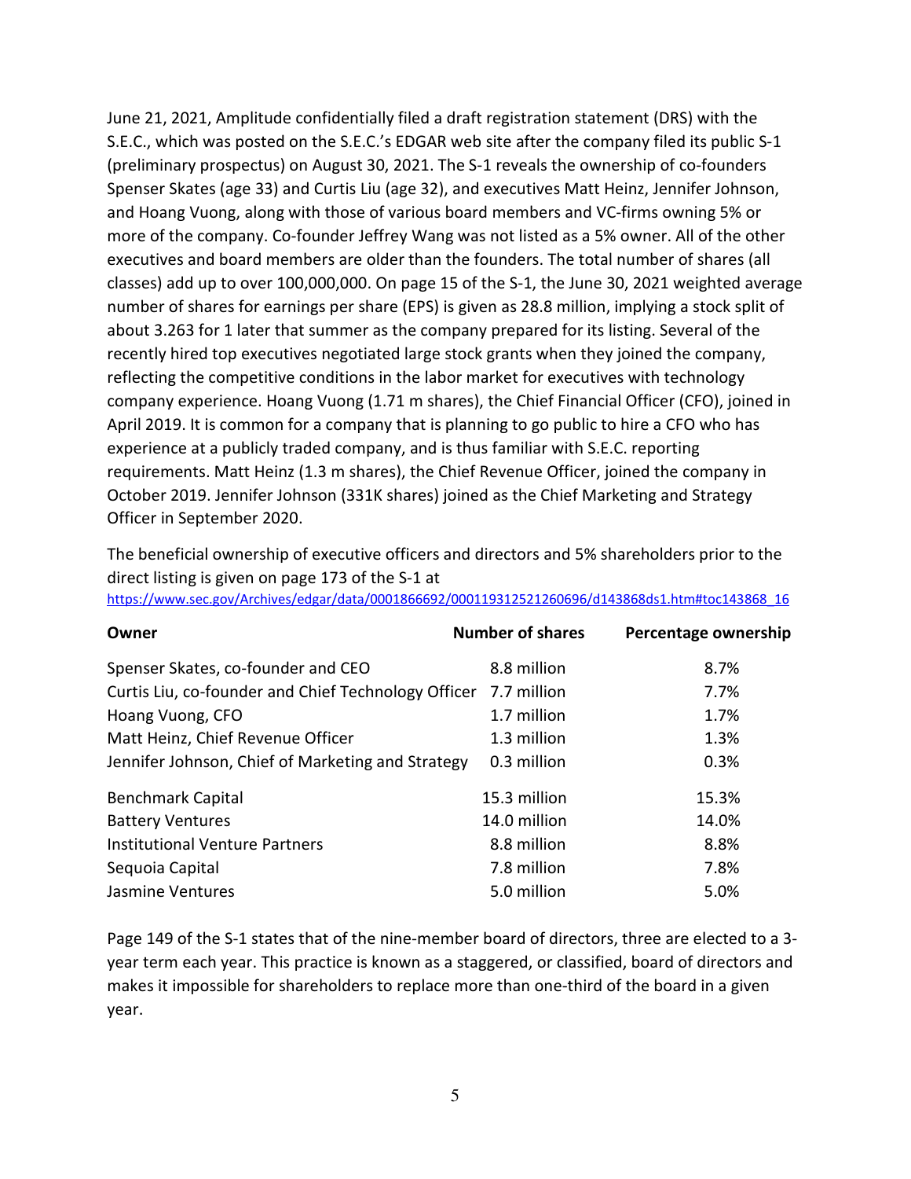June 21, 2021, Amplitude confidentially filed a draft registration statement (DRS) with the S.E.C., which was posted on the S.E.C.'s EDGAR web site after the company filed its public S-1 (preliminary prospectus) on August 30, 2021. The S-1 reveals the ownership of co-founders Spenser Skates (age 33) and Curtis Liu (age 32), and executives Matt Heinz, Jennifer Johnson, and Hoang Vuong, along with those of various board members and VC-firms owning 5% or more of the company. Co-founder Jeffrey Wang was not listed as a 5% owner. All of the other executives and board members are older than the founders. The total number of shares (all classes) add up to over 100,000,000. On page 15 of the S-1, the June 30, 2021 weighted average number of shares for earnings per share (EPS) is given as 28.8 million, implying a stock split of about 3.263 for 1 later that summer as the company prepared for its listing. Several of the recently hired top executives negotiated large stock grants when they joined the company, reflecting the competitive conditions in the labor market for executives with technology company experience. Hoang Vuong (1.71 m shares), the Chief Financial Officer (CFO), joined in April 2019. It is common for a company that is planning to go public to hire a CFO who has experience at a publicly traded company, and is thus familiar with S.E.C. reporting requirements. Matt Heinz (1.3 m shares), the Chief Revenue Officer, joined the company in October 2019. Jennifer Johnson (331K shares) joined as the Chief Marketing and Strategy Officer in September 2020.

The beneficial ownership of executive officers and directors and 5% shareholders prior to the direct listing is given on page 173 of the S-1 at https://www.sec.gov/Archives/edgar/data/0001866692/000119312521260696/d143868ds1.htm#toc143868_16

| Owner | Number of shares | Percentage ownership |
|---|---|---|
| Spenser Skates, co-founder and CEO | 8.8 million | 8.7% |
| Curtis Liu, co-founder and Chief Technology Officer | 7.7 million | 7.7% |
| Hoang Vuong, CFO | 1.7 million | 1.7% |
| Matt Heinz, Chief Revenue Officer | 1.3 million | 1.3% |
| Jennifer Johnson, Chief of Marketing and Strategy | 0.3 million | 0.3% |
| Benchmark Capital | 15.3 million | 15.3% |
| Battery Ventures | 14.0 million | 14.0% |
| Institutional Venture Partners | 8.8 million | 8.8% |
| Sequoia Capital | 7.8 million | 7.8% |
| Jasmine Ventures | 5.0 million | 5.0% |

Page 149 of the S-1 states that of the nine-member board of directors, three are elected to a 3-year term each year. This practice is known as a staggered, or classified, board of directors and makes it impossible for shareholders to replace more than one-third of the board in a given year.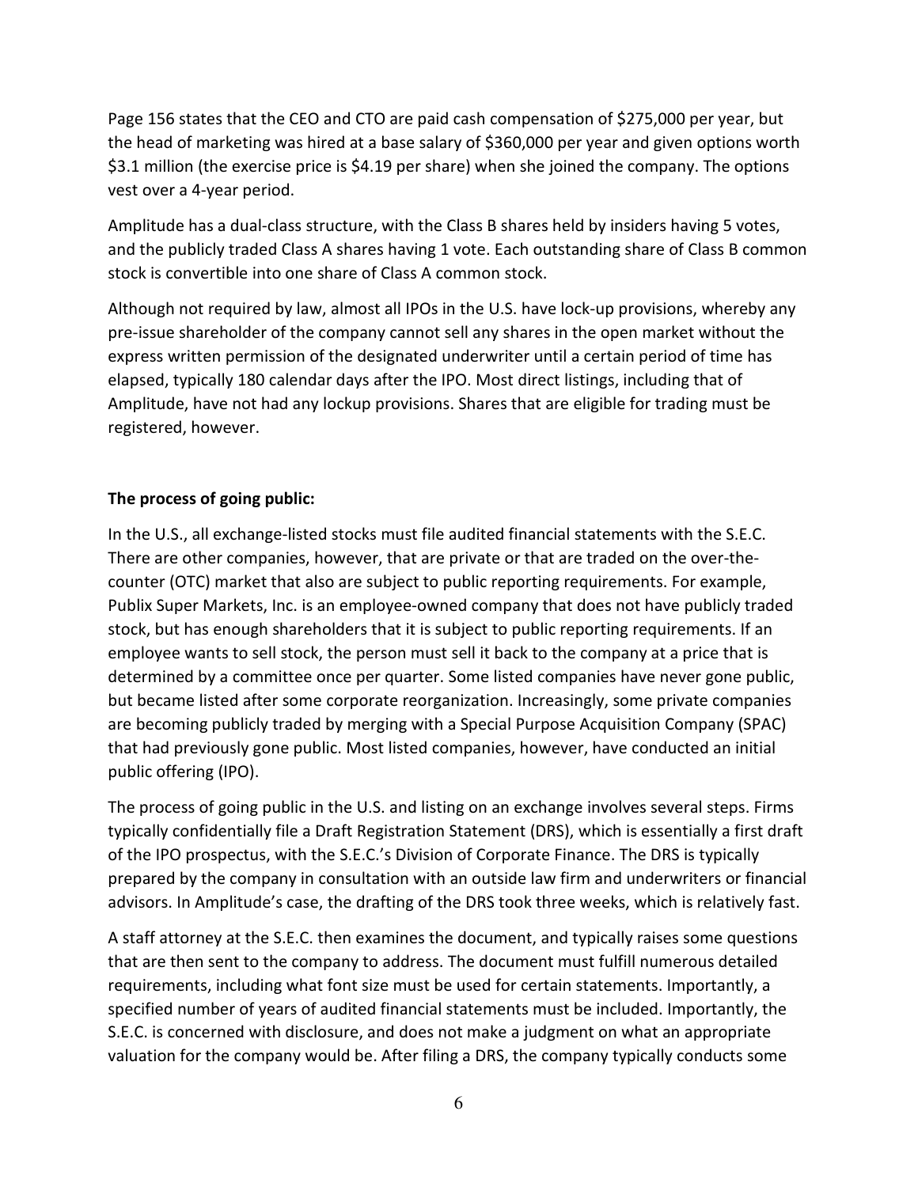Page 156 states that the CEO and CTO are paid cash compensation of $275,000 per year, but the head of marketing was hired at a base salary of $360,000 per year and given options worth $3.1 million (the exercise price is $4.19 per share) when she joined the company. The options vest over a 4-year period.

Amplitude has a dual-class structure, with the Class B shares held by insiders having 5 votes, and the publicly traded Class A shares having 1 vote. Each outstanding share of Class B common stock is convertible into one share of Class A common stock.

Although not required by law, almost all IPOs in the U.S. have lock-up provisions, whereby any pre-issue shareholder of the company cannot sell any shares in the open market without the express written permission of the designated underwriter until a certain period of time has elapsed, typically 180 calendar days after the IPO. Most direct listings, including that of Amplitude, have not had any lockup provisions. Shares that are eligible for trading must be registered, however.

**The process of going public:**

In the U.S., all exchange-listed stocks must file audited financial statements with the S.E.C. There are other companies, however, that are private or that are traded on the over-the-counter (OTC) market that also are subject to public reporting requirements. For example, Publix Super Markets, Inc. is an employee-owned company that does not have publicly traded stock, but has enough shareholders that it is subject to public reporting requirements. If an employee wants to sell stock, the person must sell it back to the company at a price that is determined by a committee once per quarter. Some listed companies have never gone public, but became listed after some corporate reorganization. Increasingly, some private companies are becoming publicly traded by merging with a Special Purpose Acquisition Company (SPAC) that had previously gone public. Most listed companies, however, have conducted an initial public offering (IPO).

The process of going public in the U.S. and listing on an exchange involves several steps. Firms typically confidentially file a Draft Registration Statement (DRS), which is essentially a first draft of the IPO prospectus, with the S.E.C.'s Division of Corporate Finance. The DRS is typically prepared by the company in consultation with an outside law firm and underwriters or financial advisors. In Amplitude's case, the drafting of the DRS took three weeks, which is relatively fast.

A staff attorney at the S.E.C. then examines the document, and typically raises some questions that are then sent to the company to address. The document must fulfill numerous detailed requirements, including what font size must be used for certain statements. Importantly, a specified number of years of audited financial statements must be included. Importantly, the S.E.C. is concerned with disclosure, and does not make a judgment on what an appropriate valuation for the company would be. After filing a DRS, the company typically conducts some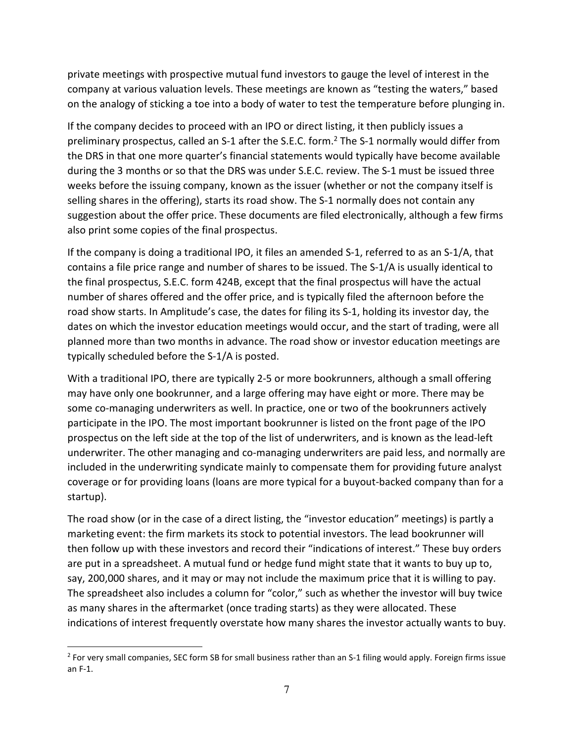private meetings with prospective mutual fund investors to gauge the level of interest in the company at various valuation levels. These meetings are known as "testing the waters," based on the analogy of sticking a toe into a body of water to test the temperature before plunging in.

If the company decides to proceed with an IPO or direct listing, it then publicly issues a preliminary prospectus, called an S-1 after the S.E.C. form.[2] The S-1 normally would differ from the DRS in that one more quarter's financial statements would typically have become available during the 3 months or so that the DRS was under S.E.C. review. The S-1 must be issued three weeks before the issuing company, known as the issuer (whether or not the company itself is selling shares in the offering), starts its road show. The S-1 normally does not contain any suggestion about the offer price. These documents are filed electronically, although a few firms also print some copies of the final prospectus.

If the company is doing a traditional IPO, it files an amended S-1, referred to as an S-1/A, that contains a file price range and number of shares to be issued. The S-1/A is usually identical to the final prospectus, S.E.C. form 424B, except that the final prospectus will have the actual number of shares offered and the offer price, and is typically filed the afternoon before the road show starts. In Amplitude's case, the dates for filing its S-1, holding its investor day, the dates on which the investor education meetings would occur, and the start of trading, were all planned more than two months in advance. The road show or investor education meetings are typically scheduled before the S-1/A is posted.

With a traditional IPO, there are typically 2-5 or more bookrunners, although a small offering may have only one bookrunner, and a large offering may have eight or more. There may be some co-managing underwriters as well. In practice, one or two of the bookrunners actively participate in the IPO. The most important bookrunner is listed on the front page of the IPO prospectus on the left side at the top of the list of underwriters, and is known as the lead-left underwriter. The other managing and co-managing underwriters are paid less, and normally are included in the underwriting syndicate mainly to compensate them for providing future analyst coverage or for providing loans (loans are more typical for a buyout-backed company than for a startup).

The road show (or in the case of a direct listing, the "investor education" meetings) is partly a marketing event: the firm markets its stock to potential investors. The lead bookrunner will then follow up with these investors and record their "indications of interest." These buy orders are put in a spreadsheet. A mutual fund or hedge fund might state that it wants to buy up to, say, 200,000 shares, and it may or may not include the maximum price that it is willing to pay. The spreadsheet also includes a column for "color," such as whether the investor will buy twice as many shares in the aftermarket (once trading starts) as they were allocated. These indications of interest frequently overstate how many shares the investor actually wants to buy.

[2] For very small companies, SEC form SB for small business rather than an S-1 filing would apply. Foreign firms issue an F-1.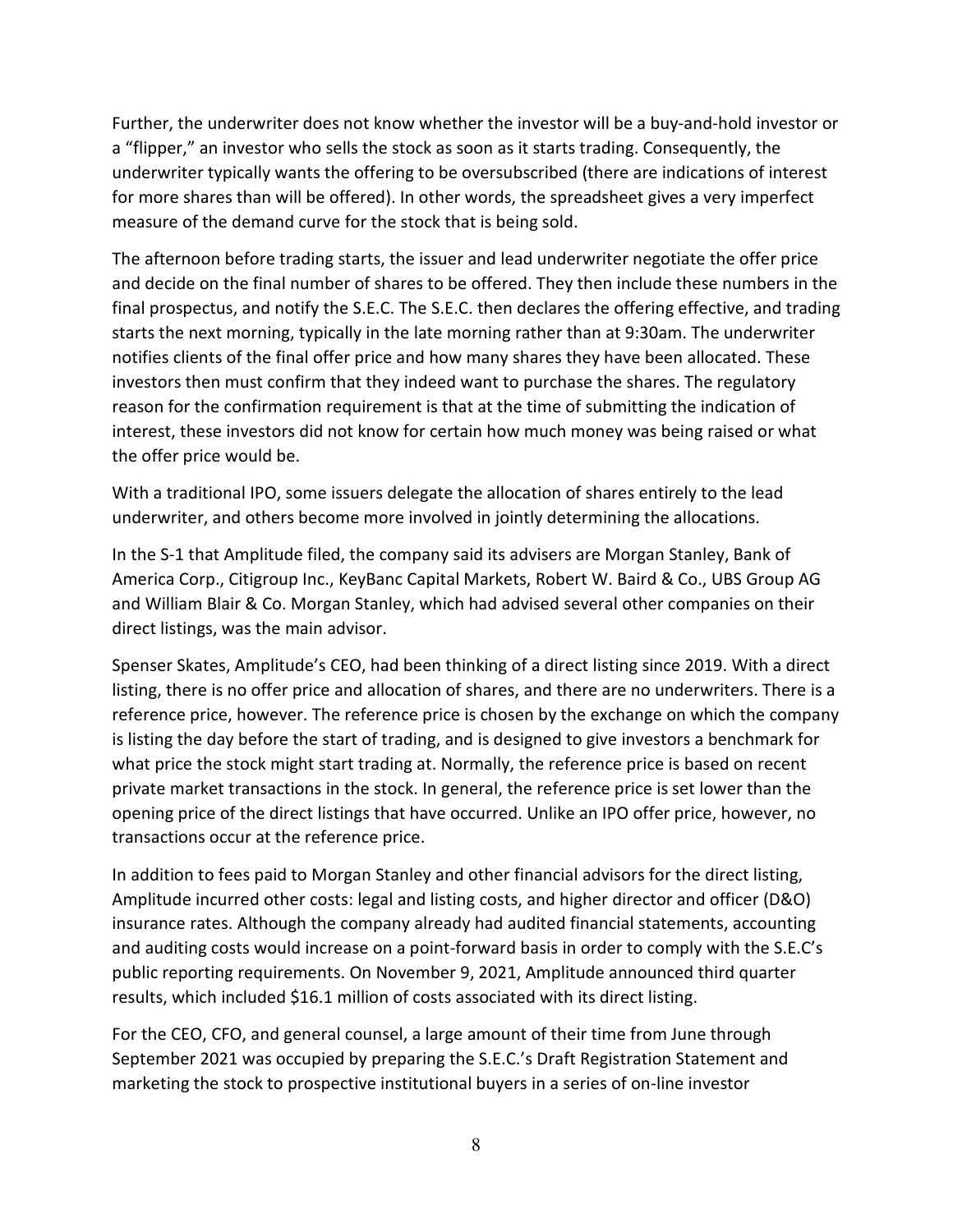Further, the underwriter does not know whether the investor will be a buy-and-hold investor or a "flipper," an investor who sells the stock as soon as it starts trading. Consequently, the underwriter typically wants the offering to be oversubscribed (there are indications of interest for more shares than will be offered). In other words, the spreadsheet gives a very imperfect measure of the demand curve for the stock that is being sold.

The afternoon before trading starts, the issuer and lead underwriter negotiate the offer price and decide on the final number of shares to be offered. They then include these numbers in the final prospectus, and notify the S.E.C. The S.E.C. then declares the offering effective, and trading starts the next morning, typically in the late morning rather than at 9:30am. The underwriter notifies clients of the final offer price and how many shares they have been allocated. These investors then must confirm that they indeed want to purchase the shares. The regulatory reason for the confirmation requirement is that at the time of submitting the indication of interest, these investors did not know for certain how much money was being raised or what the offer price would be.

With a traditional IPO, some issuers delegate the allocation of shares entirely to the lead underwriter, and others become more involved in jointly determining the allocations.

In the S-1 that Amplitude filed, the company said its advisers are Morgan Stanley, Bank of America Corp., Citigroup Inc., KeyBanc Capital Markets, Robert W. Baird & Co., UBS Group AG and William Blair & Co. Morgan Stanley, which had advised several other companies on their direct listings, was the main advisor.

Spenser Skates, Amplitude's CEO, had been thinking of a direct listing since 2019. With a direct listing, there is no offer price and allocation of shares, and there are no underwriters. There is a reference price, however. The reference price is chosen by the exchange on which the company is listing the day before the start of trading, and is designed to give investors a benchmark for what price the stock might start trading at. Normally, the reference price is based on recent private market transactions in the stock. In general, the reference price is set lower than the opening price of the direct listings that have occurred. Unlike an IPO offer price, however, no transactions occur at the reference price.

In addition to fees paid to Morgan Stanley and other financial advisors for the direct listing, Amplitude incurred other costs: legal and listing costs, and higher director and officer (D&O) insurance rates. Although the company already had audited financial statements, accounting and auditing costs would increase on a point-forward basis in order to comply with the S.E.C's public reporting requirements. On November 9, 2021, Amplitude announced third quarter results, which included $16.1 million of costs associated with its direct listing.

For the CEO, CFO, and general counsel, a large amount of their time from June through September 2021 was occupied by preparing the S.E.C.'s Draft Registration Statement and marketing the stock to prospective institutional buyers in a series of on-line investor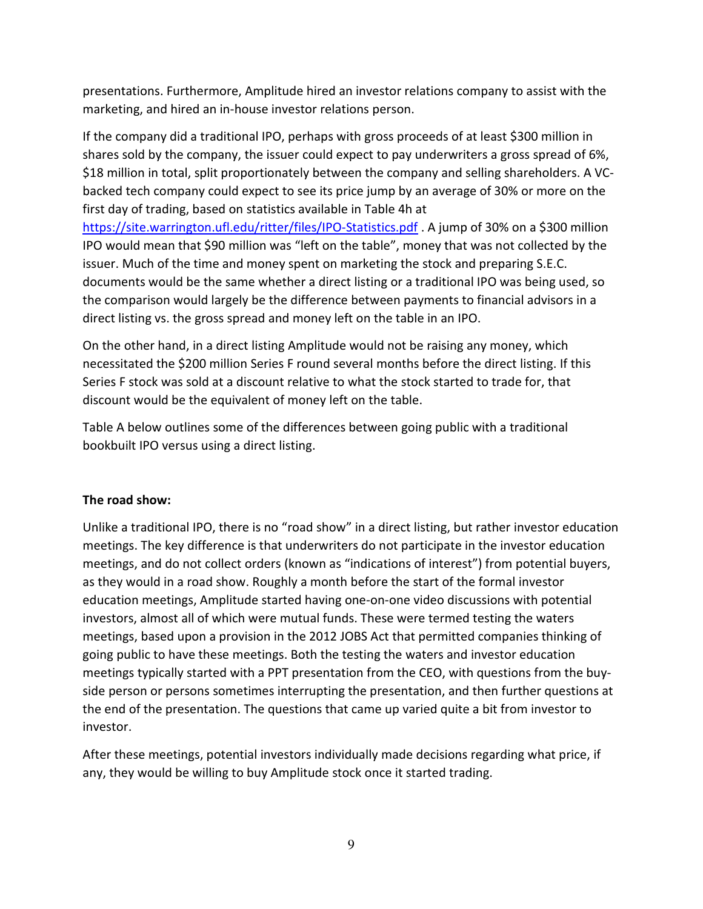presentations. Furthermore, Amplitude hired an investor relations company to assist with the marketing, and hired an in-house investor relations person.

If the company did a traditional IPO, perhaps with gross proceeds of at least $300 million in shares sold by the company, the issuer could expect to pay underwriters a gross spread of 6%, $18 million in total, split proportionately between the company and selling shareholders. A VC-backed tech company could expect to see its price jump by an average of 30% or more on the first day of trading, based on statistics available in Table 4h at [https://site.warrington.ufl.edu/ritter/files/IPO-Statistics.pdf](https://site.warrington.ufl.edu/ritter/files/IPO-Statistics.pdf) . A jump of 30% on a $300 million IPO would mean that $90 million was "left on the table", money that was not collected by the issuer. Much of the time and money spent on marketing the stock and preparing S.E.C. documents would be the same whether a direct listing or a traditional IPO was being used, so the comparison would largely be the difference between payments to financial advisors in a direct listing vs. the gross spread and money left on the table in an IPO.

On the other hand, in a direct listing Amplitude would not be raising any money, which necessitated the $200 million Series F round several months before the direct listing. If this Series F stock was sold at a discount relative to what the stock started to trade for, that discount would be the equivalent of money left on the table.

Table A below outlines some of the differences between going public with a traditional bookbuilt IPO versus using a direct listing.

**The road show:**

Unlike a traditional IPO, there is no "road show" in a direct listing, but rather investor education meetings. The key difference is that underwriters do not participate in the investor education meetings, and do not collect orders (known as "indications of interest") from potential buyers, as they would in a road show. Roughly a month before the start of the formal investor education meetings, Amplitude started having one-on-one video discussions with potential investors, almost all of which were mutual funds. These were termed testing the waters meetings, based upon a provision in the 2012 JOBS Act that permitted companies thinking of going public to have these meetings. Both the testing the waters and investor education meetings typically started with a PPT presentation from the CEO, with questions from the buy-side person or persons sometimes interrupting the presentation, and then further questions at the end of the presentation. The questions that came up varied quite a bit from investor to investor.

After these meetings, potential investors individually made decisions regarding what price, if any, they would be willing to buy Amplitude stock once it started trading.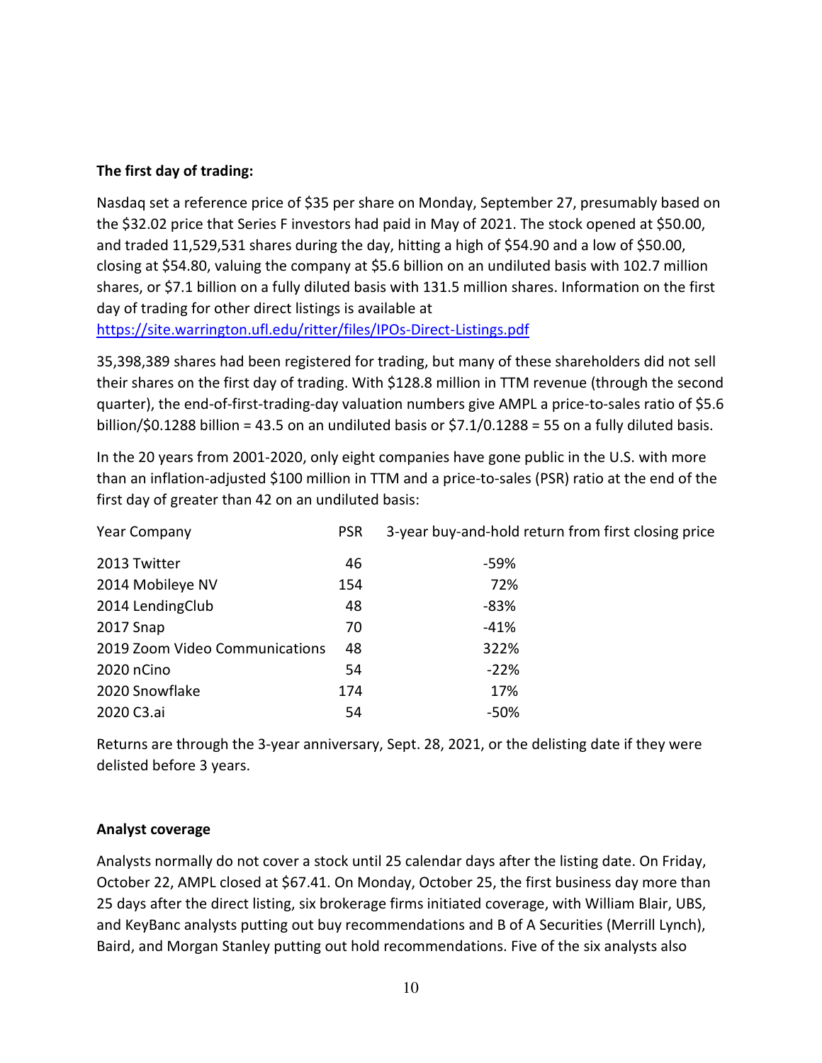**The first day of trading:**

Nasdaq set a reference price of $35 per share on Monday, September 27, presumably based on the $32.02 price that Series F investors had paid in May of 2021. The stock opened at $50.00, and traded 11,529,531 shares during the day, hitting a high of $54.90 and a low of $50.00, closing at $54.80, valuing the company at $5.6 billion on an undiluted basis with 102.7 million shares, or $7.1 billion on a fully diluted basis with 131.5 million shares. Information on the first day of trading for other direct listings is available at [https://site.warrington.ufl.edu/ritter/files/IPOs-Direct-Listings.pdf](https://site.warrington.ufl.edu/ritter/files/IPOs-Direct-Listings.pdf)

35,398,389 shares had been registered for trading, but many of these shareholders did not sell their shares on the first day of trading. With $128.8 million in TTM revenue (through the second quarter), the end-of-first-trading-day valuation numbers give AMPL a price-to-sales ratio of $5.6 billion/$0.1288 billion = 43.5 on an undiluted basis or $7.1/0.1288 = 55 on a fully diluted basis.

In the 20 years from 2001-2020, only eight companies have gone public in the U.S. with more than an inflation-adjusted $100 million in TTM and a price-to-sales (PSR) ratio at the end of the first day of greater than 42 on an undiluted basis:

| Year Company | PSR | 3-year buy-and-hold return from first closing price |
|---|---|---|
| 2013 Twitter | 46 | -59% |
| 2014 Mobileye NV | 154 | 72% |
| 2014 LendingClub | 48 | -83% |
| 2017 Snap | 70 | -41% |
| 2019 Zoom Video Communications | 48 | 322% |
| 2020 nCino | 54 | -22% |
| 2020 Snowflake | 174 | 17% |
| 2020 C3.ai | 54 | -50% |

Returns are through the 3-year anniversary, Sept. 28, 2021, or the delisting date if they were delisted before 3 years.

**Analyst coverage**

Analysts normally do not cover a stock until 25 calendar days after the listing date. On Friday, October 22, AMPL closed at $67.41. On Monday, October 25, the first business day more than 25 days after the direct listing, six brokerage firms initiated coverage, with William Blair, UBS, and KeyBanc analysts putting out buy recommendations and B of A Securities (Merrill Lynch), Baird, and Morgan Stanley putting out hold recommendations. Five of the six analysts also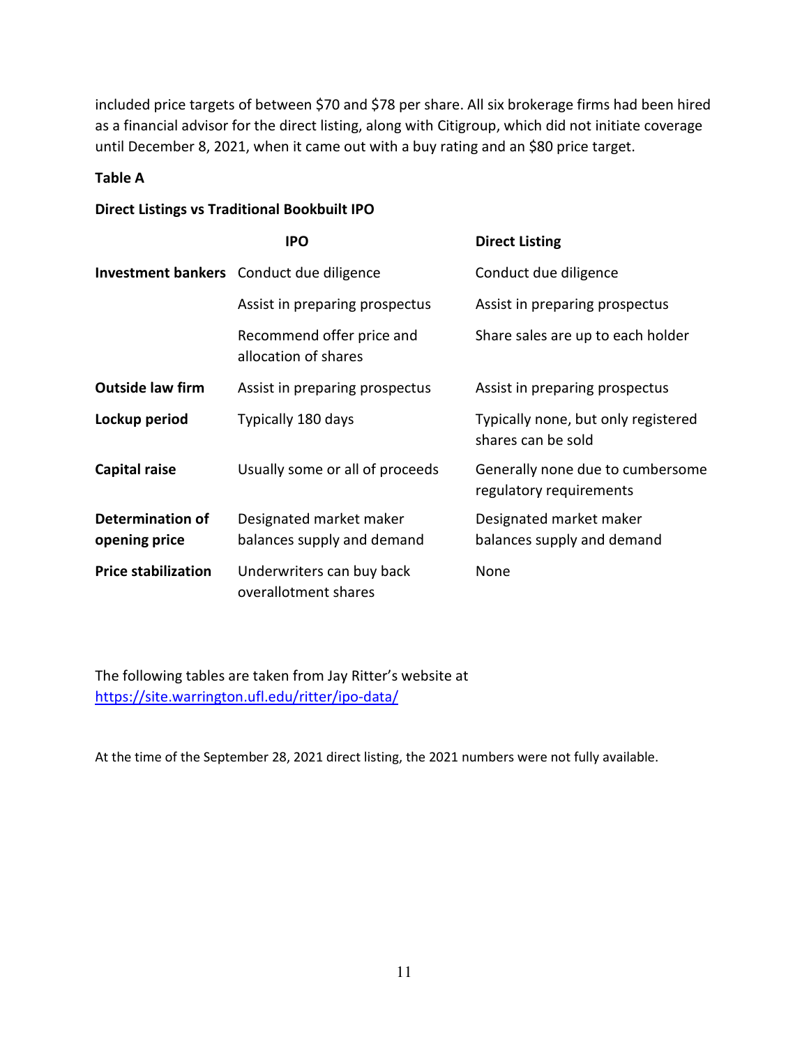included price targets of between $70 and $78 per share. All six brokerage firms had been hired as a financial advisor for the direct listing, along with Citigroup, which did not initiate coverage until December 8, 2021, when it came out with a buy rating and an $80 price target.

**Table A**

**Direct Listings vs Traditional Bookbuilt IPO**

| | IPO | Direct Listing |
|---|---|---|
| **Investment bankers** | Conduct due diligence | Conduct due diligence |
| | Assist in preparing prospectus | Assist in preparing prospectus |
| | Recommend offer price and allocation of shares | Share sales are up to each holder |
| **Outside law firm** | Assist in preparing prospectus | Assist in preparing prospectus |
| **Lockup period** | Typically 180 days | Typically none, but only registered shares can be sold |
| **Capital raise** | Usually some or all of proceeds | Generally none due to cumbersome regulatory requirements |
| **Determination of opening price** | Designated market maker balances supply and demand | Designated market maker balances supply and demand |
| **Price stabilization** | Underwriters can buy back overallotment shares | None |

The following tables are taken from Jay Ritter's website at https://site.warrington.ufl.edu/ritter/ipo-data/

At the time of the September 28, 2021 direct listing, the 2021 numbers were not fully available.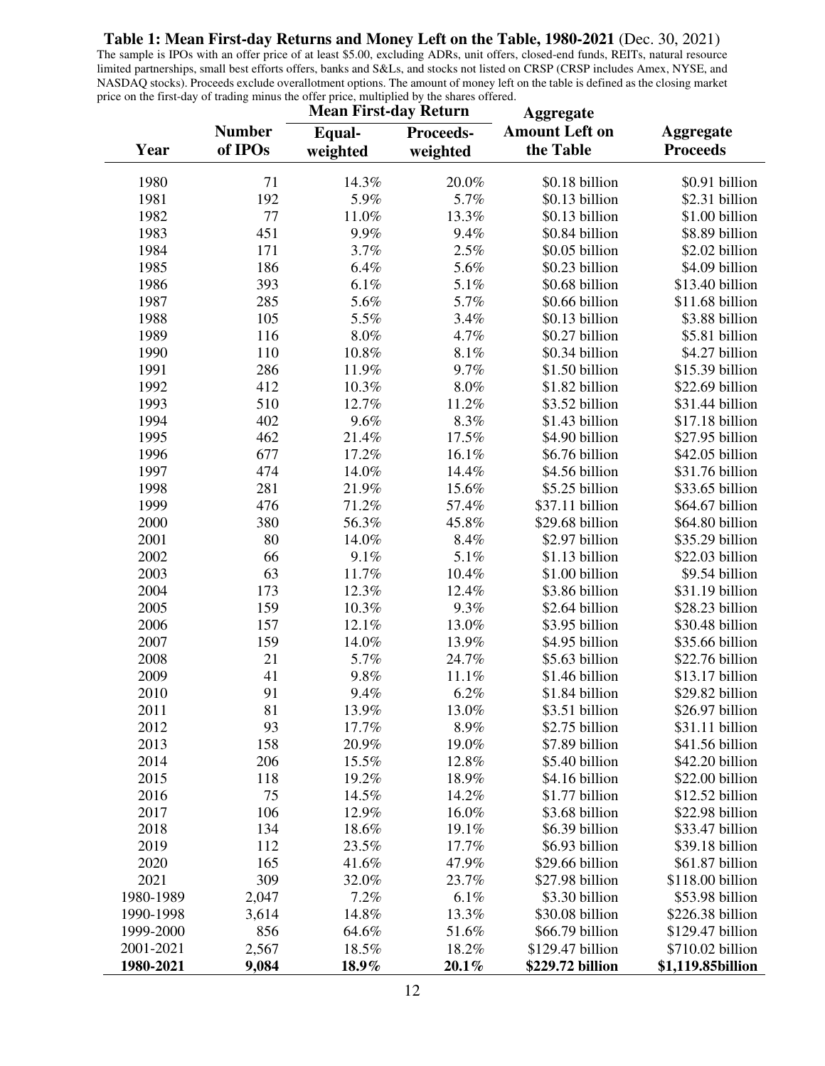**Table 1: Mean First-day Returns and Money Left on the Table, 1980-2021** (Dec. 30, 2021)

The sample is IPOs with an offer price of at least $5.00, excluding ADRs, unit offers, closed-end funds, REITs, natural resource limited partnerships, small best efforts offers, banks and S&Ls, and stocks not listed on CRSP (CRSP includes Amex, NYSE, and NASDAQ stocks). Proceeds exclude overallotment options. The amount of money left on the table is defined as the closing market price on the first-day of trading minus the offer price, multiplied by the shares offered.

| Year | Number of IPOs | Mean First-day Return: Equal-weighted | Mean First-day Return: Proceeds-weighted | Aggregate Amount Left on the Table | Aggregate Proceeds |
|---|---|---|---|---|---|
| 1980 | 71 | 14.3% | 20.0% | $0.18 billion | $0.91 billion |
| 1981 | 192 | 5.9% | 5.7% | $0.13 billion | $2.31 billion |
| 1982 | 77 | 11.0% | 13.3% | $0.13 billion | $1.00 billion |
| 1983 | 451 | 9.9% | 9.4% | $0.84 billion | $8.89 billion |
| 1984 | 171 | 3.7% | 2.5% | $0.05 billion | $2.02 billion |
| 1985 | 186 | 6.4% | 5.6% | $0.23 billion | $4.09 billion |
| 1986 | 393 | 6.1% | 5.1% | $0.68 billion | $13.40 billion |
| 1987 | 285 | 5.6% | 5.7% | $0.66 billion | $11.68 billion |
| 1988 | 105 | 5.5% | 3.4% | $0.13 billion | $3.88 billion |
| 1989 | 116 | 8.0% | 4.7% | $0.27 billion | $5.81 billion |
| 1990 | 110 | 10.8% | 8.1% | $0.34 billion | $4.27 billion |
| 1991 | 286 | 11.9% | 9.7% | $1.50 billion | $15.39 billion |
| 1992 | 412 | 10.3% | 8.0% | $1.82 billion | $22.69 billion |
| 1993 | 510 | 12.7% | 11.2% | $3.52 billion | $31.44 billion |
| 1994 | 402 | 9.6% | 8.3% | $1.43 billion | $17.18 billion |
| 1995 | 462 | 21.4% | 17.5% | $4.90 billion | $27.95 billion |
| 1996 | 677 | 17.2% | 16.1% | $6.76 billion | $42.05 billion |
| 1997 | 474 | 14.0% | 14.4% | $4.56 billion | $31.76 billion |
| 1998 | 281 | 21.9% | 15.6% | $5.25 billion | $33.65 billion |
| 1999 | 476 | 71.2% | 57.4% | $37.11 billion | $64.67 billion |
| 2000 | 380 | 56.3% | 45.8% | $29.68 billion | $64.80 billion |
| 2001 | 80 | 14.0% | 8.4% | $2.97 billion | $35.29 billion |
| 2002 | 66 | 9.1% | 5.1% | $1.13 billion | $22.03 billion |
| 2003 | 63 | 11.7% | 10.4% | $1.00 billion | $9.54 billion |
| 2004 | 173 | 12.3% | 12.4% | $3.86 billion | $31.19 billion |
| 2005 | 159 | 10.3% | 9.3% | $2.64 billion | $28.23 billion |
| 2006 | 157 | 12.1% | 13.0% | $3.95 billion | $30.48 billion |
| 2007 | 159 | 14.0% | 13.9% | $4.95 billion | $35.66 billion |
| 2008 | 21 | 5.7% | 24.7% | $5.63 billion | $22.76 billion |
| 2009 | 41 | 9.8% | 11.1% | $1.46 billion | $13.17 billion |
| 2010 | 91 | 9.4% | 6.2% | $1.84 billion | $29.82 billion |
| 2011 | 81 | 13.9% | 13.0% | $3.51 billion | $26.97 billion |
| 2012 | 93 | 17.7% | 8.9% | $2.75 billion | $31.11 billion |
| 2013 | 158 | 20.9% | 19.0% | $7.89 billion | $41.56 billion |
| 2014 | 206 | 15.5% | 12.8% | $5.40 billion | $42.20 billion |
| 2015 | 118 | 19.2% | 18.9% | $4.16 billion | $22.00 billion |
| 2016 | 75 | 14.5% | 14.2% | $1.77 billion | $12.52 billion |
| 2017 | 106 | 12.9% | 16.0% | $3.68 billion | $22.98 billion |
| 2018 | 134 | 18.6% | 19.1% | $6.39 billion | $33.47 billion |
| 2019 | 112 | 23.5% | 17.7% | $6.93 billion | $39.18 billion |
| 2020 | 165 | 41.6% | 47.9% | $29.66 billion | $61.87 billion |
| 2021 | 309 | 32.0% | 23.7% | $27.98 billion | $118.00 billion |
| 1980-1989 | 2,047 | 7.2% | 6.1% | $3.30 billion | $53.98 billion |
| 1990-1998 | 3,614 | 14.8% | 13.3% | $30.08 billion | $226.38 billion |
| 1999-2000 | 856 | 64.6% | 51.6% | $66.79 billion | $129.47 billion |
| 2001-2021 | 2,567 | 18.5% | 18.2% | $129.47 billion | $710.02 billion |
| **1980-2021** | **9,084** | **18.9%** | **20.1%** | **$229.72 billion** | **$1,119.85billion** |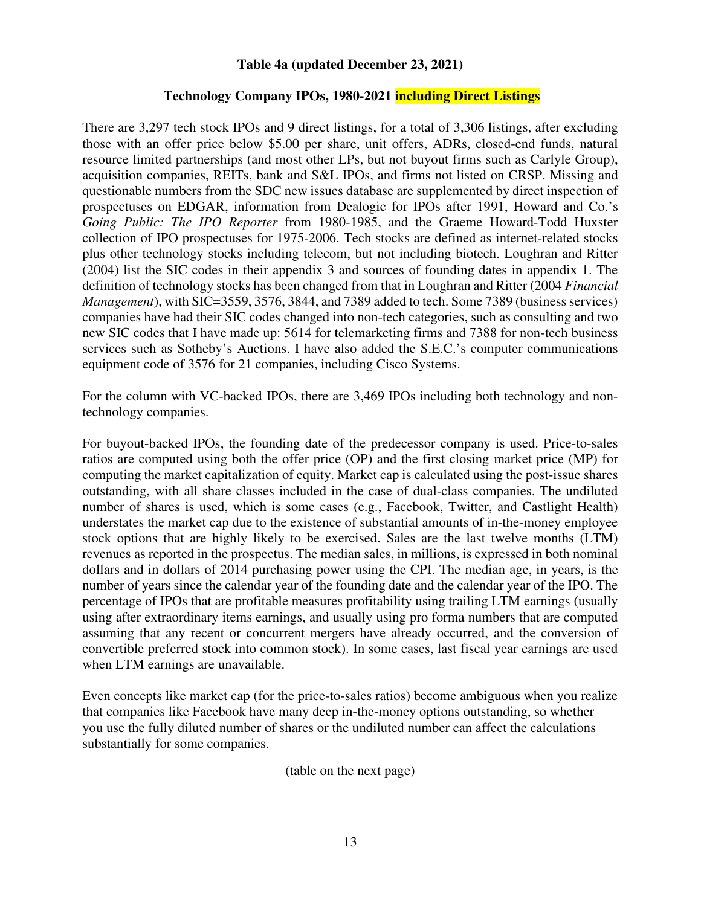**Table 4a (updated December 23, 2021)**

**Technology Company IPOs, 1980-2021 including Direct Listings**

There are 3,297 tech stock IPOs and 9 direct listings, for a total of 3,306 listings, after excluding those with an offer price below $5.00 per share, unit offers, ADRs, closed-end funds, natural resource limited partnerships (and most other LPs, but not buyout firms such as Carlyle Group), acquisition companies, REITs, bank and S&L IPOs, and firms not listed on CRSP. Missing and questionable numbers from the SDC new issues database are supplemented by direct inspection of prospectuses on EDGAR, information from Dealogic for IPOs after 1991, Howard and Co.'s *Going Public: The IPO Reporter* from 1980-1985, and the Graeme Howard-Todd Huxster collection of IPO prospectuses for 1975-2006. Tech stocks are defined as internet-related stocks plus other technology stocks including telecom, but not including biotech. Loughran and Ritter (2004) list the SIC codes in their appendix 3 and sources of founding dates in appendix 1. The definition of technology stocks has been changed from that in Loughran and Ritter (2004 *Financial Management*), with SIC=3559, 3576, 3844, and 7389 added to tech. Some 7389 (business services) companies have had their SIC codes changed into non-tech categories, such as consulting and two new SIC codes that I have made up: 5614 for telemarketing firms and 7388 for non-tech business services such as Sotheby's Auctions. I have also added the S.E.C.'s computer communications equipment code of 3576 for 21 companies, including Cisco Systems.

For the column with VC-backed IPOs, there are 3,469 IPOs including both technology and non-technology companies.

For buyout-backed IPOs, the founding date of the predecessor company is used. Price-to-sales ratios are computed using both the offer price (OP) and the first closing market price (MP) for computing the market capitalization of equity. Market cap is calculated using the post-issue shares outstanding, with all share classes included in the case of dual-class companies. The undiluted number of shares is used, which is some cases (e.g., Facebook, Twitter, and Castlight Health) understates the market cap due to the existence of substantial amounts of in-the-money employee stock options that are highly likely to be exercised. Sales are the last twelve months (LTM) revenues as reported in the prospectus. The median sales, in millions, is expressed in both nominal dollars and in dollars of 2014 purchasing power using the CPI. The median age, in years, is the number of years since the calendar year of the founding date and the calendar year of the IPO. The percentage of IPOs that are profitable measures profitability using trailing LTM earnings (usually using after extraordinary items earnings, and usually using pro forma numbers that are computed assuming that any recent or concurrent mergers have already occurred, and the conversion of convertible preferred stock into common stock). In some cases, last fiscal year earnings are used when LTM earnings are unavailable.

Even concepts like market cap (for the price-to-sales ratios) become ambiguous when you realize that companies like Facebook have many deep in-the-money options outstanding, so whether you use the fully diluted number of shares or the undiluted number can affect the calculations substantially for some companies.

(table on the next page)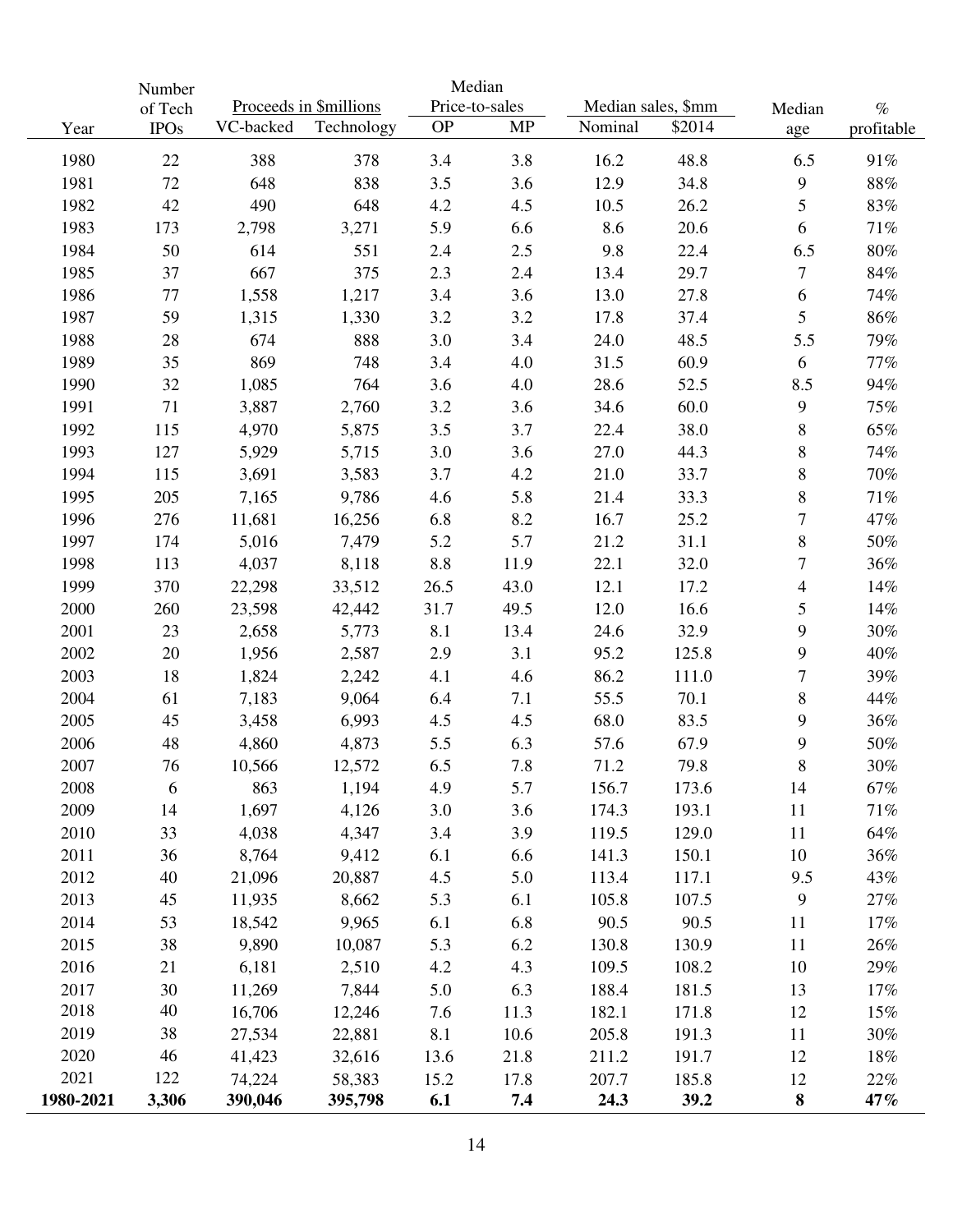| Year | Number of Tech IPOs | Proceeds in $millions | | Median Price-to-sales | | Median sales, $mm | | Median age | % profitable |
|---|---|---|---|---|---|---|---|---|---|
| | | VC-backed | Technology | OP | MP | Nominal | $2014 | | |
| 1980 | 22 | 388 | 378 | 3.4 | 3.8 | 16.2 | 48.8 | 6.5 | 91% |
| 1981 | 72 | 648 | 838 | 3.5 | 3.6 | 12.9 | 34.8 | 9 | 88% |
| 1982 | 42 | 490 | 648 | 4.2 | 4.5 | 10.5 | 26.2 | 5 | 83% |
| 1983 | 173 | 2,798 | 3,271 | 5.9 | 6.6 | 8.6 | 20.6 | 6 | 71% |
| 1984 | 50 | 614 | 551 | 2.4 | 2.5 | 9.8 | 22.4 | 6.5 | 80% |
| 1985 | 37 | 667 | 375 | 2.3 | 2.4 | 13.4 | 29.7 | 7 | 84% |
| 1986 | 77 | 1,558 | 1,217 | 3.4 | 3.6 | 13.0 | 27.8 | 6 | 74% |
| 1987 | 59 | 1,315 | 1,330 | 3.2 | 3.2 | 17.8 | 37.4 | 5 | 86% |
| 1988 | 28 | 674 | 888 | 3.0 | 3.4 | 24.0 | 48.5 | 5.5 | 79% |
| 1989 | 35 | 869 | 748 | 3.4 | 4.0 | 31.5 | 60.9 | 6 | 77% |
| 1990 | 32 | 1,085 | 764 | 3.6 | 4.0 | 28.6 | 52.5 | 8.5 | 94% |
| 1991 | 71 | 3,887 | 2,760 | 3.2 | 3.6 | 34.6 | 60.0 | 9 | 75% |
| 1992 | 115 | 4,970 | 5,875 | 3.5 | 3.7 | 22.4 | 38.0 | 8 | 65% |
| 1993 | 127 | 5,929 | 5,715 | 3.0 | 3.6 | 27.0 | 44.3 | 8 | 74% |
| 1994 | 115 | 3,691 | 3,583 | 3.7 | 4.2 | 21.0 | 33.7 | 8 | 70% |
| 1995 | 205 | 7,165 | 9,786 | 4.6 | 5.8 | 21.4 | 33.3 | 8 | 71% |
| 1996 | 276 | 11,681 | 16,256 | 6.8 | 8.2 | 16.7 | 25.2 | 7 | 47% |
| 1997 | 174 | 5,016 | 7,479 | 5.2 | 5.7 | 21.2 | 31.1 | 8 | 50% |
| 1998 | 113 | 4,037 | 8,118 | 8.8 | 11.9 | 22.1 | 32.0 | 7 | 36% |
| 1999 | 370 | 22,298 | 33,512 | 26.5 | 43.0 | 12.1 | 17.2 | 4 | 14% |
| 2000 | 260 | 23,598 | 42,442 | 31.7 | 49.5 | 12.0 | 16.6 | 5 | 14% |
| 2001 | 23 | 2,658 | 5,773 | 8.1 | 13.4 | 24.6 | 32.9 | 9 | 30% |
| 2002 | 20 | 1,956 | 2,587 | 2.9 | 3.1 | 95.2 | 125.8 | 9 | 40% |
| 2003 | 18 | 1,824 | 2,242 | 4.1 | 4.6 | 86.2 | 111.0 | 7 | 39% |
| 2004 | 61 | 7,183 | 9,064 | 6.4 | 7.1 | 55.5 | 70.1 | 8 | 44% |
| 2005 | 45 | 3,458 | 6,993 | 4.5 | 4.5 | 68.0 | 83.5 | 9 | 36% |
| 2006 | 48 | 4,860 | 4,873 | 5.5 | 6.3 | 57.6 | 67.9 | 9 | 50% |
| 2007 | 76 | 10,566 | 12,572 | 6.5 | 7.8 | 71.2 | 79.8 | 8 | 30% |
| 2008 | 6 | 863 | 1,194 | 4.9 | 5.7 | 156.7 | 173.6 | 14 | 67% |
| 2009 | 14 | 1,697 | 4,126 | 3.0 | 3.6 | 174.3 | 193.1 | 11 | 71% |
| 2010 | 33 | 4,038 | 4,347 | 3.4 | 3.9 | 119.5 | 129.0 | 11 | 64% |
| 2011 | 36 | 8,764 | 9,412 | 6.1 | 6.6 | 141.3 | 150.1 | 10 | 36% |
| 2012 | 40 | 21,096 | 20,887 | 4.5 | 5.0 | 113.4 | 117.1 | 9.5 | 43% |
| 2013 | 45 | 11,935 | 8,662 | 5.3 | 6.1 | 105.8 | 107.5 | 9 | 27% |
| 2014 | 53 | 18,542 | 9,965 | 6.1 | 6.8 | 90.5 | 90.5 | 11 | 17% |
| 2015 | 38 | 9,890 | 10,087 | 5.3 | 6.2 | 130.8 | 130.9 | 11 | 26% |
| 2016 | 21 | 6,181 | 2,510 | 4.2 | 4.3 | 109.5 | 108.2 | 10 | 29% |
| 2017 | 30 | 11,269 | 7,844 | 5.0 | 6.3 | 188.4 | 181.5 | 13 | 17% |
| 2018 | 40 | 16,706 | 12,246 | 7.6 | 11.3 | 182.1 | 171.8 | 12 | 15% |
| 2019 | 38 | 27,534 | 22,881 | 8.1 | 10.6 | 205.8 | 191.3 | 11 | 30% |
| 2020 | 46 | 41,423 | 32,616 | 13.6 | 21.8 | 211.2 | 191.7 | 12 | 18% |
| 2021 | 122 | 74,224 | 58,383 | 15.2 | 17.8 | 207.7 | 185.8 | 12 | 22% |
| **1980-2021** | **3,306** | **390,046** | **395,798** | **6.1** | **7.4** | **24.3** | **39.2** | **8** | **47%** |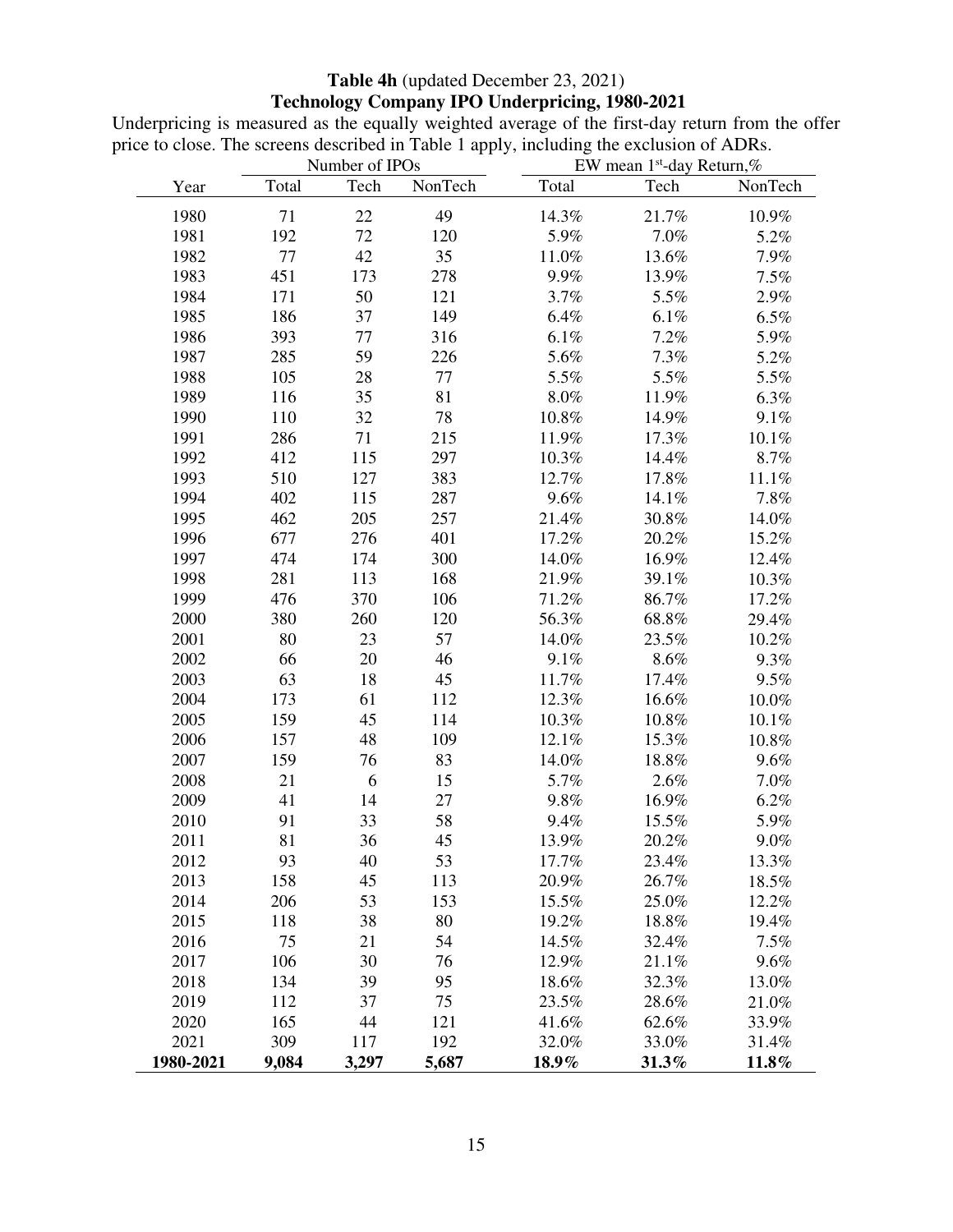**Table 4h** (updated December 23, 2021)
**Technology Company IPO Underpricing, 1980-2021**

Underpricing is measured as the equally weighted average of the first-day return from the offer price to close. The screens described in Table 1 apply, including the exclusion of ADRs.

| | Number of IPOs | | | EW mean 1st-day Return,% | | |
|---|---|---|---|---|---|---|
| Year | Total | Tech | NonTech | Total | Tech | NonTech |
| 1980 | 71 | 22 | 49 | 14.3% | 21.7% | 10.9% |
| 1981 | 192 | 72 | 120 | 5.9% | 7.0% | 5.2% |
| 1982 | 77 | 42 | 35 | 11.0% | 13.6% | 7.9% |
| 1983 | 451 | 173 | 278 | 9.9% | 13.9% | 7.5% |
| 1984 | 171 | 50 | 121 | 3.7% | 5.5% | 2.9% |
| 1985 | 186 | 37 | 149 | 6.4% | 6.1% | 6.5% |
| 1986 | 393 | 77 | 316 | 6.1% | 7.2% | 5.9% |
| 1987 | 285 | 59 | 226 | 5.6% | 7.3% | 5.2% |
| 1988 | 105 | 28 | 77 | 5.5% | 5.5% | 5.5% |
| 1989 | 116 | 35 | 81 | 8.0% | 11.9% | 6.3% |
| 1990 | 110 | 32 | 78 | 10.8% | 14.9% | 9.1% |
| 1991 | 286 | 71 | 215 | 11.9% | 17.3% | 10.1% |
| 1992 | 412 | 115 | 297 | 10.3% | 14.4% | 8.7% |
| 1993 | 510 | 127 | 383 | 12.7% | 17.8% | 11.1% |
| 1994 | 402 | 115 | 287 | 9.6% | 14.1% | 7.8% |
| 1995 | 462 | 205 | 257 | 21.4% | 30.8% | 14.0% |
| 1996 | 677 | 276 | 401 | 17.2% | 20.2% | 15.2% |
| 1997 | 474 | 174 | 300 | 14.0% | 16.9% | 12.4% |
| 1998 | 281 | 113 | 168 | 21.9% | 39.1% | 10.3% |
| 1999 | 476 | 370 | 106 | 71.2% | 86.7% | 17.2% |
| 2000 | 380 | 260 | 120 | 56.3% | 68.8% | 29.4% |
| 2001 | 80 | 23 | 57 | 14.0% | 23.5% | 10.2% |
| 2002 | 66 | 20 | 46 | 9.1% | 8.6% | 9.3% |
| 2003 | 63 | 18 | 45 | 11.7% | 17.4% | 9.5% |
| 2004 | 173 | 61 | 112 | 12.3% | 16.6% | 10.0% |
| 2005 | 159 | 45 | 114 | 10.3% | 10.8% | 10.1% |
| 2006 | 157 | 48 | 109 | 12.1% | 15.3% | 10.8% |
| 2007 | 159 | 76 | 83 | 14.0% | 18.8% | 9.6% |
| 2008 | 21 | 6 | 15 | 5.7% | 2.6% | 7.0% |
| 2009 | 41 | 14 | 27 | 9.8% | 16.9% | 6.2% |
| 2010 | 91 | 33 | 58 | 9.4% | 15.5% | 5.9% |
| 2011 | 81 | 36 | 45 | 13.9% | 20.2% | 9.0% |
| 2012 | 93 | 40 | 53 | 17.7% | 23.4% | 13.3% |
| 2013 | 158 | 45 | 113 | 20.9% | 26.7% | 18.5% |
| 2014 | 206 | 53 | 153 | 15.5% | 25.0% | 12.2% |
| 2015 | 118 | 38 | 80 | 19.2% | 18.8% | 19.4% |
| 2016 | 75 | 21 | 54 | 14.5% | 32.4% | 7.5% |
| 2017 | 106 | 30 | 76 | 12.9% | 21.1% | 9.6% |
| 2018 | 134 | 39 | 95 | 18.6% | 32.3% | 13.0% |
| 2019 | 112 | 37 | 75 | 23.5% | 28.6% | 21.0% |
| 2020 | 165 | 44 | 121 | 41.6% | 62.6% | 33.9% |
| 2021 | 309 | 117 | 192 | 32.0% | 33.0% | 31.4% |
| **1980-2021** | **9,084** | **3,297** | **5,687** | **18.9%** | **31.3%** | **11.8%** |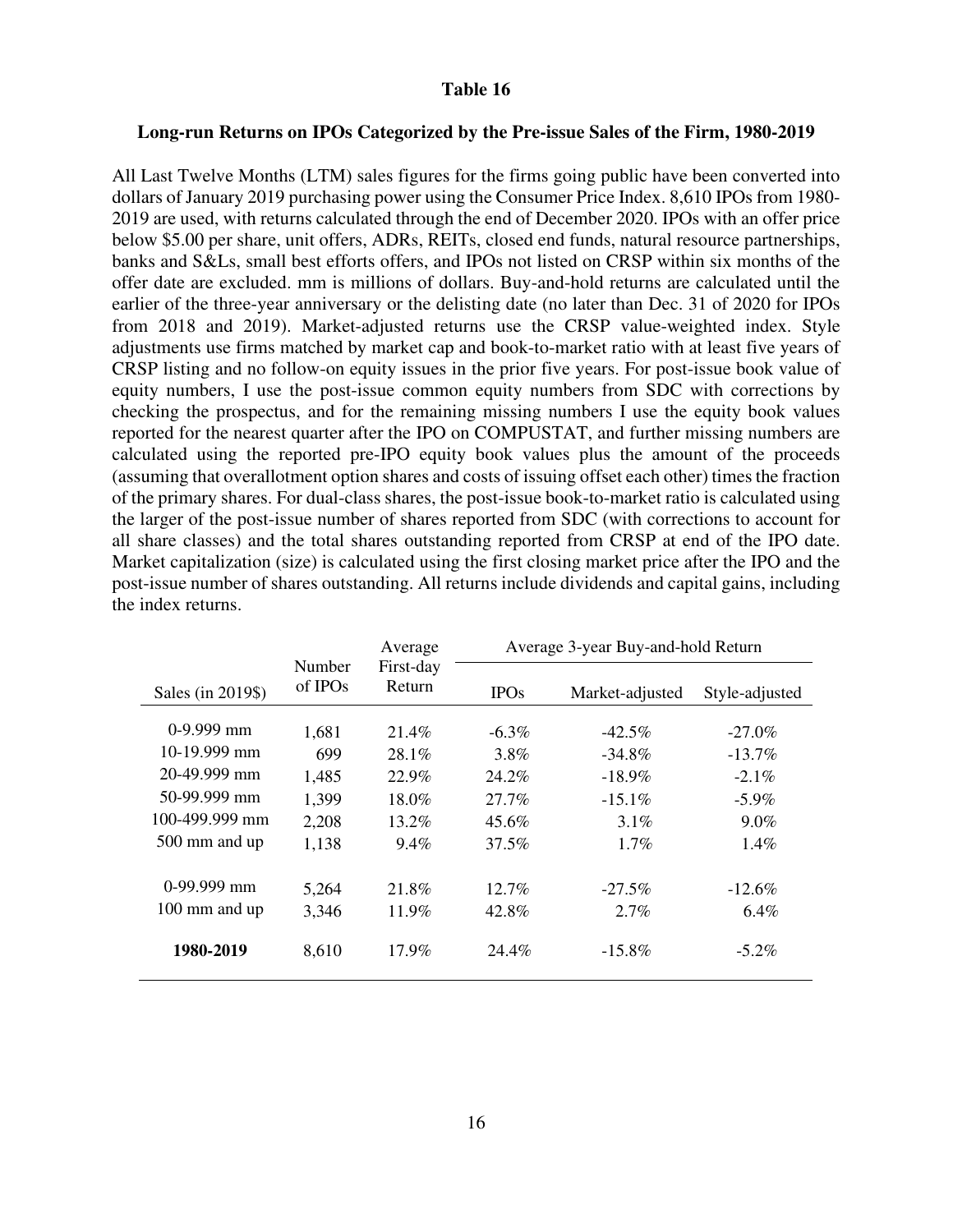# Table 16

## Long-run Returns on IPOs Categorized by the Pre-issue Sales of the Firm, 1980-2019

All Last Twelve Months (LTM) sales figures for the firms going public have been converted into dollars of January 2019 purchasing power using the Consumer Price Index. 8,610 IPOs from 1980-2019 are used, with returns calculated through the end of December 2020. IPOs with an offer price below $5.00 per share, unit offers, ADRs, REITs, closed end funds, natural resource partnerships, banks and S&Ls, small best efforts offers, and IPOs not listed on CRSP within six months of the offer date are excluded. mm is millions of dollars. Buy-and-hold returns are calculated until the earlier of the three-year anniversary or the delisting date (no later than Dec. 31 of 2020 for IPOs from 2018 and 2019). Market-adjusted returns use the CRSP value-weighted index. Style adjustments use firms matched by market cap and book-to-market ratio with at least five years of CRSP listing and no follow-on equity issues in the prior five years. For post-issue book value of equity numbers, I use the post-issue common equity numbers from SDC with corrections by checking the prospectus, and for the remaining missing numbers I use the equity book values reported for the nearest quarter after the IPO on COMPUSTAT, and further missing numbers are calculated using the reported pre-IPO equity book values plus the amount of the proceeds (assuming that overallotment option shares and costs of issuing offset each other) times the fraction of the primary shares. For dual-class shares, the post-issue book-to-market ratio is calculated using the larger of the post-issue number of shares reported from SDC (with corrections to account for all share classes) and the total shares outstanding reported from CRSP at end of the IPO date. Market capitalization (size) is calculated using the first closing market price after the IPO and the post-issue number of shares outstanding. All returns include dividends and capital gains, including the index returns.

| Sales (in 2019$) | Number of IPOs | Average First-day Return | Average 3-year Buy-and-hold Return | | |
|---|---|---|---|---|---|
| | | | IPOs | Market-adjusted | Style-adjusted |
| 0-9.999 mm | 1,681 | 21.4% | -6.3% | -42.5% | -27.0% |
| 10-19.999 mm | 699 | 28.1% | 3.8% | -34.8% | -13.7% |
| 20-49.999 mm | 1,485 | 22.9% | 24.2% | -18.9% | -2.1% |
| 50-99.999 mm | 1,399 | 18.0% | 27.7% | -15.1% | -5.9% |
| 100-499.999 mm | 2,208 | 13.2% | 45.6% | 3.1% | 9.0% |
| 500 mm and up | 1,138 | 9.4% | 37.5% | 1.7% | 1.4% |
| 0-99.999 mm | 5,264 | 21.8% | 12.7% | -27.5% | -12.6% |
| 100 mm and up | 3,346 | 11.9% | 42.8% | 2.7% | 6.4% |
| **1980-2019** | 8,610 | 17.9% | 24.4% | -15.8% | -5.2% |